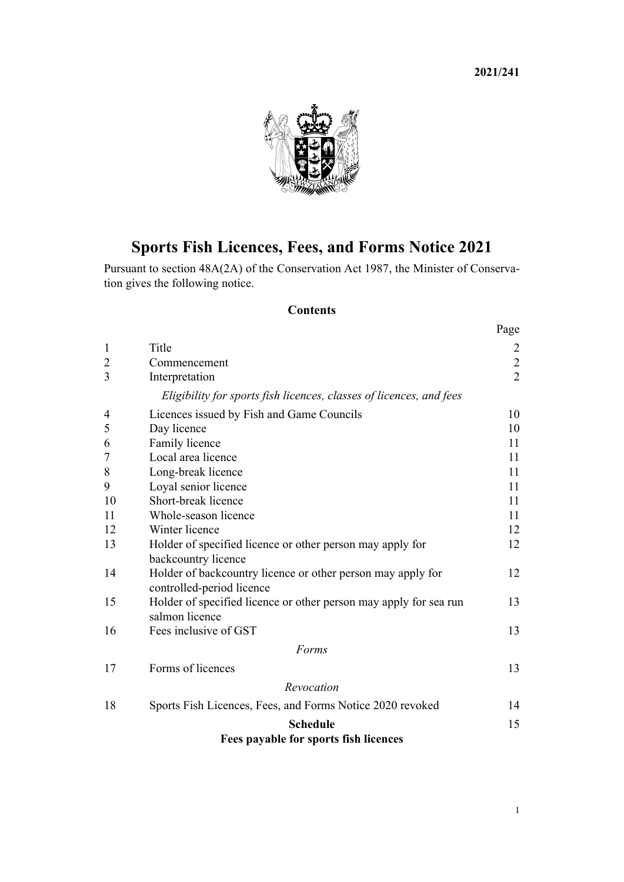**2021/241**

# Sports Fish Licences, Fees, and Forms Notice 2021

Pursuant to section 48A(2A) of the Conservation Act 1987, the Minister of Conservation gives the following notice.

## Contents

| | | Page |
|---|---|---|
| 1 | Title | 2 |
| 2 | Commencement | 2 |
| 3 | Interpretation | 2 |
| | *Eligibility for sports fish licences, classes of licences, and fees* | |
| 4 | Licences issued by Fish and Game Councils | 10 |
| 5 | Day licence | 10 |
| 6 | Family licence | 11 |
| 7 | Local area licence | 11 |
| 8 | Long-break licence | 11 |
| 9 | Loyal senior licence | 11 |
| 10 | Short-break licence | 11 |
| 11 | Whole-season licence | 11 |
| 12 | Winter licence | 12 |
| 13 | Holder of specified licence or other person may apply for backcountry licence | 12 |
| 14 | Holder of backcountry licence or other person may apply for controlled-period licence | 12 |
| 15 | Holder of specified licence or other person may apply for sea run salmon licence | 13 |
| 16 | Fees inclusive of GST | 13 |
| | *Forms* | |
| 17 | Forms of licences | 13 |
| | *Revocation* | |
| 18 | Sports Fish Licences, Fees, and Forms Notice 2020 revoked | 14 |
| | **Schedule** **Fees payable for sports fish licences** | 15 |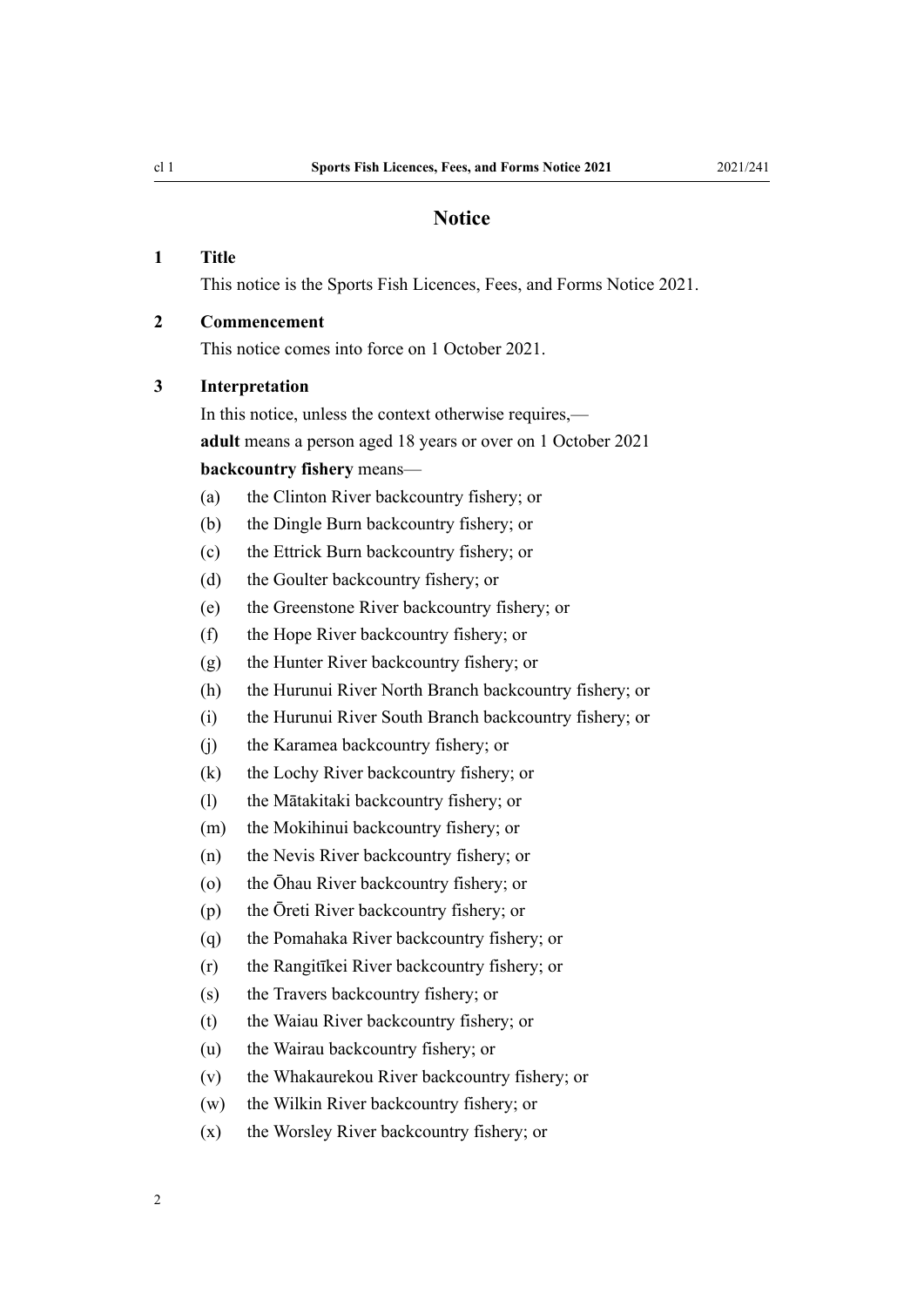# Notice

## 1 Title

This notice is the Sports Fish Licences, Fees, and Forms Notice 2021.

## 2 Commencement

This notice comes into force on 1 October 2021.

## 3 Interpretation

In this notice, unless the context otherwise requires,—

**adult** means a person aged 18 years or over on 1 October 2021

**backcountry fishery** means—

- (a) the Clinton River backcountry fishery; or
- (b) the Dingle Burn backcountry fishery; or
- (c) the Ettrick Burn backcountry fishery; or
- (d) the Goulter backcountry fishery; or
- (e) the Greenstone River backcountry fishery; or
- (f) the Hope River backcountry fishery; or
- (g) the Hunter River backcountry fishery; or
- (h) the Hurunui River North Branch backcountry fishery; or
- (i) the Hurunui River South Branch backcountry fishery; or
- (j) the Karamea backcountry fishery; or
- (k) the Lochy River backcountry fishery; or
- (l) the Mātakitaki backcountry fishery; or
- (m) the Mokihinui backcountry fishery; or
- (n) the Nevis River backcountry fishery; or
- (o) the Ōhau River backcountry fishery; or
- (p) the Ōreti River backcountry fishery; or
- (q) the Pomahaka River backcountry fishery; or
- (r) the Rangitīkei River backcountry fishery; or
- (s) the Travers backcountry fishery; or
- (t) the Waiau River backcountry fishery; or
- (u) the Wairau backcountry fishery; or
- (v) the Whakaurekou River backcountry fishery; or
- (w) the Wilkin River backcountry fishery; or
- (x) the Worsley River backcountry fishery; or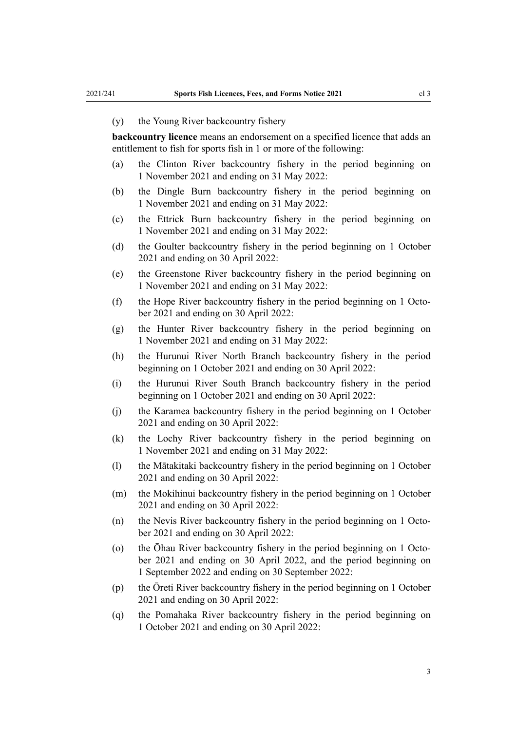(y) the Young River backcountry fishery

**backcountry licence** means an endorsement on a specified licence that adds an entitlement to fish for sports fish in 1 or more of the following:

(a) the Clinton River backcountry fishery in the period beginning on 1 November 2021 and ending on 31 May 2022:

(b) the Dingle Burn backcountry fishery in the period beginning on 1 November 2021 and ending on 31 May 2022:

(c) the Ettrick Burn backcountry fishery in the period beginning on 1 November 2021 and ending on 31 May 2022:

(d) the Goulter backcountry fishery in the period beginning on 1 October 2021 and ending on 30 April 2022:

(e) the Greenstone River backcountry fishery in the period beginning on 1 November 2021 and ending on 31 May 2022:

(f) the Hope River backcountry fishery in the period beginning on 1 October 2021 and ending on 30 April 2022:

(g) the Hunter River backcountry fishery in the period beginning on 1 November 2021 and ending on 31 May 2022:

(h) the Hurunui River North Branch backcountry fishery in the period beginning on 1 October 2021 and ending on 30 April 2022:

(i) the Hurunui River South Branch backcountry fishery in the period beginning on 1 October 2021 and ending on 30 April 2022:

(j) the Karamea backcountry fishery in the period beginning on 1 October 2021 and ending on 30 April 2022:

(k) the Lochy River backcountry fishery in the period beginning on 1 November 2021 and ending on 31 May 2022:

(l) the Mātakitaki backcountry fishery in the period beginning on 1 October 2021 and ending on 30 April 2022:

(m) the Mokihinui backcountry fishery in the period beginning on 1 October 2021 and ending on 30 April 2022:

(n) the Nevis River backcountry fishery in the period beginning on 1 October 2021 and ending on 30 April 2022:

(o) the Ōhau River backcountry fishery in the period beginning on 1 October 2021 and ending on 30 April 2022, and the period beginning on 1 September 2022 and ending on 30 September 2022:

(p) the Ōreti River backcountry fishery in the period beginning on 1 October 2021 and ending on 30 April 2022:

(q) the Pomahaka River backcountry fishery in the period beginning on 1 October 2021 and ending on 30 April 2022: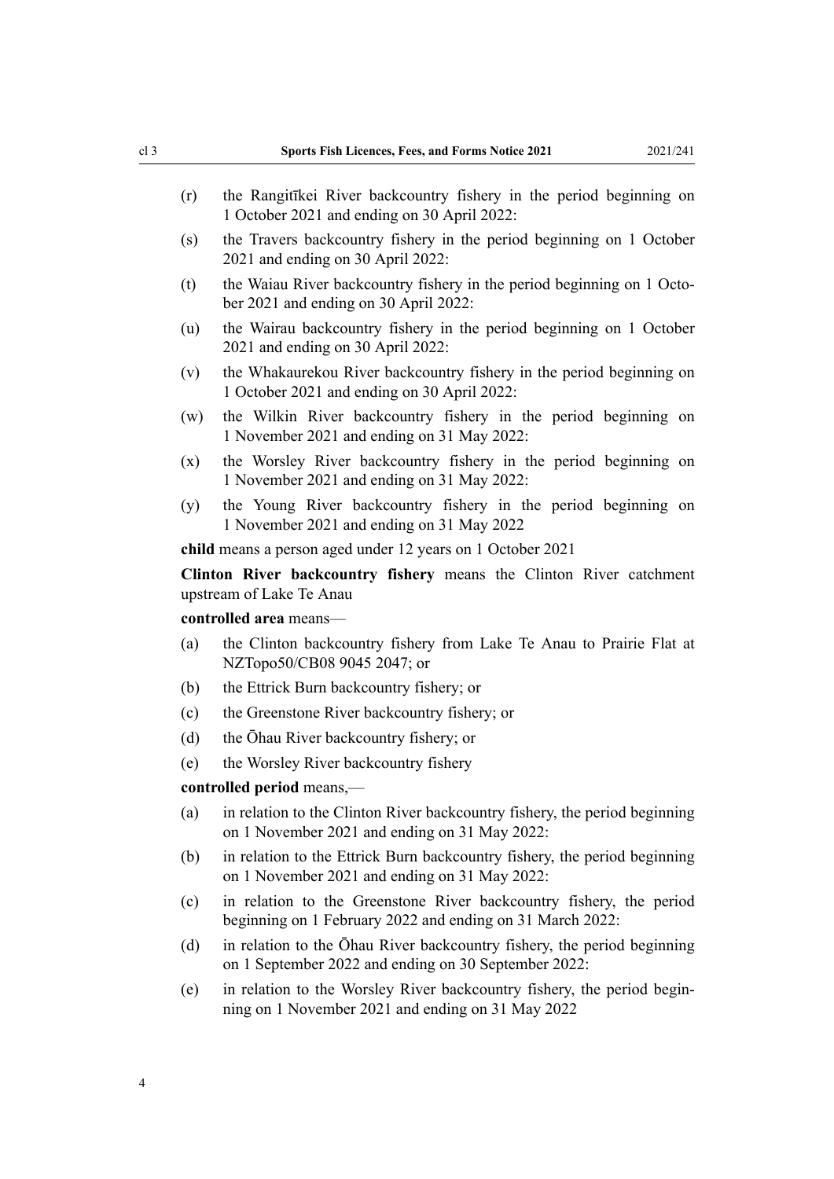(r) the Rangitīkei River backcountry fishery in the period beginning on 1 October 2021 and ending on 30 April 2022:

(s) the Travers backcountry fishery in the period beginning on 1 October 2021 and ending on 30 April 2022:

(t) the Waiau River backcountry fishery in the period beginning on 1 October 2021 and ending on 30 April 2022:

(u) the Wairau backcountry fishery in the period beginning on 1 October 2021 and ending on 30 April 2022:

(v) the Whakaurekou River backcountry fishery in the period beginning on 1 October 2021 and ending on 30 April 2022:

(w) the Wilkin River backcountry fishery in the period beginning on 1 November 2021 and ending on 31 May 2022:

(x) the Worsley River backcountry fishery in the period beginning on 1 November 2021 and ending on 31 May 2022:

(y) the Young River backcountry fishery in the period beginning on 1 November 2021 and ending on 31 May 2022

**child** means a person aged under 12 years on 1 October 2021

**Clinton River backcountry fishery** means the Clinton River catchment upstream of Lake Te Anau

**controlled area** means—

(a) the Clinton backcountry fishery from Lake Te Anau to Prairie Flat at NZTopo50/CB08 9045 2047; or

(b) the Ettrick Burn backcountry fishery; or

(c) the Greenstone River backcountry fishery; or

(d) the Ōhau River backcountry fishery; or

(e) the Worsley River backcountry fishery

**controlled period** means,—

(a) in relation to the Clinton River backcountry fishery, the period beginning on 1 November 2021 and ending on 31 May 2022:

(b) in relation to the Ettrick Burn backcountry fishery, the period beginning on 1 November 2021 and ending on 31 May 2022:

(c) in relation to the Greenstone River backcountry fishery, the period beginning on 1 February 2022 and ending on 31 March 2022:

(d) in relation to the Ōhau River backcountry fishery, the period beginning on 1 September 2022 and ending on 30 September 2022:

(e) in relation to the Worsley River backcountry fishery, the period beginning on 1 November 2021 and ending on 31 May 2022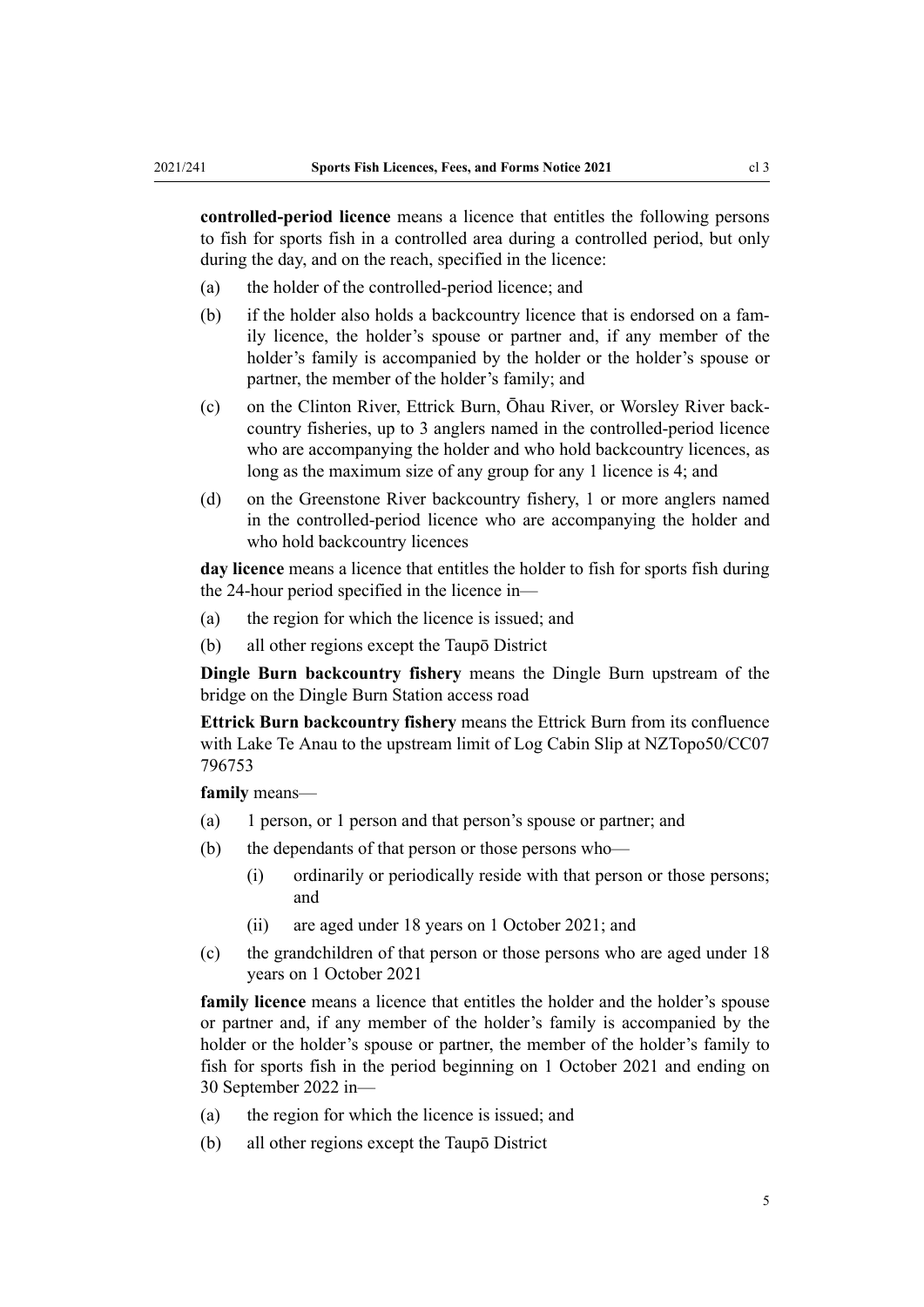**controlled-period licence** means a licence that entitles the following persons to fish for sports fish in a controlled area during a controlled period, but only during the day, and on the reach, specified in the licence:

(a) the holder of the controlled-period licence; and

(b) if the holder also holds a backcountry licence that is endorsed on a family licence, the holder's spouse or partner and, if any member of the holder's family is accompanied by the holder or the holder's spouse or partner, the member of the holder's family; and

(c) on the Clinton River, Ettrick Burn, Ōhau River, or Worsley River backcountry fisheries, up to 3 anglers named in the controlled-period licence who are accompanying the holder and who hold backcountry licences, as long as the maximum size of any group for any 1 licence is 4; and

(d) on the Greenstone River backcountry fishery, 1 or more anglers named in the controlled-period licence who are accompanying the holder and who hold backcountry licences

**day licence** means a licence that entitles the holder to fish for sports fish during the 24-hour period specified in the licence in—

(a) the region for which the licence is issued; and

(b) all other regions except the Taupō District

**Dingle Burn backcountry fishery** means the Dingle Burn upstream of the bridge on the Dingle Burn Station access road

**Ettrick Burn backcountry fishery** means the Ettrick Burn from its confluence with Lake Te Anau to the upstream limit of Log Cabin Slip at NZTopo50/CC07 796753

**family** means—

(a) 1 person, or 1 person and that person's spouse or partner; and

(b) the dependants of that person or those persons who—

  (i) ordinarily or periodically reside with that person or those persons; and

  (ii) are aged under 18 years on 1 October 2021; and

(c) the grandchildren of that person or those persons who are aged under 18 years on 1 October 2021

**family licence** means a licence that entitles the holder and the holder's spouse or partner and, if any member of the holder's family is accompanied by the holder or the holder's spouse or partner, the member of the holder's family to fish for sports fish in the period beginning on 1 October 2021 and ending on 30 September 2022 in—

(a) the region for which the licence is issued; and

(b) all other regions except the Taupō District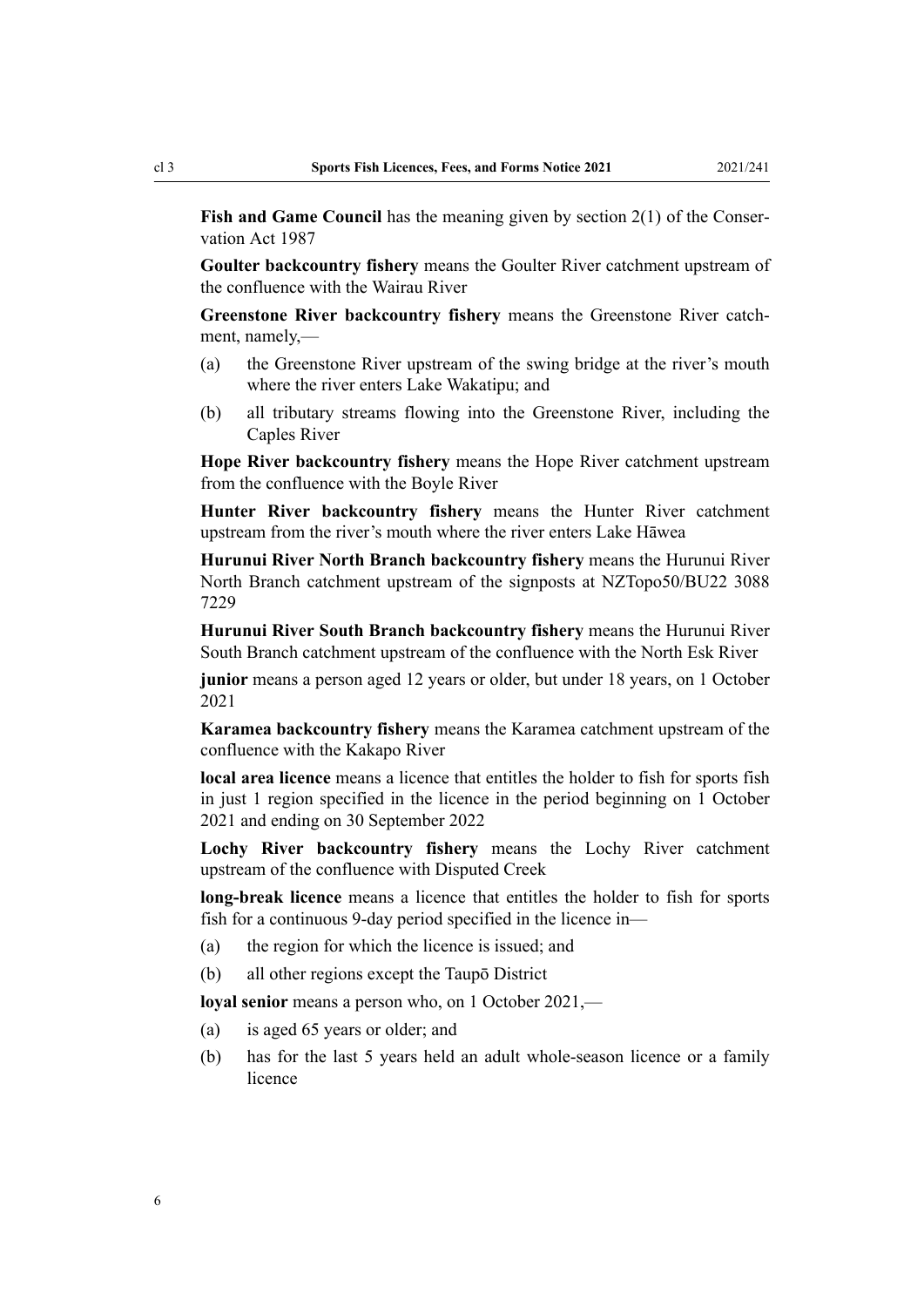**Fish and Game Council** has the meaning given by section 2(1) of the Conservation Act 1987

**Goulter backcountry fishery** means the Goulter River catchment upstream of the confluence with the Wairau River

**Greenstone River backcountry fishery** means the Greenstone River catchment, namely,—

(a) the Greenstone River upstream of the swing bridge at the river's mouth where the river enters Lake Wakatipu; and

(b) all tributary streams flowing into the Greenstone River, including the Caples River

**Hope River backcountry fishery** means the Hope River catchment upstream from the confluence with the Boyle River

**Hunter River backcountry fishery** means the Hunter River catchment upstream from the river's mouth where the river enters Lake Hāwea

**Hurunui River North Branch backcountry fishery** means the Hurunui River North Branch catchment upstream of the signposts at NZTopo50/BU22 3088 7229

**Hurunui River South Branch backcountry fishery** means the Hurunui River South Branch catchment upstream of the confluence with the North Esk River

**junior** means a person aged 12 years or older, but under 18 years, on 1 October 2021

**Karamea backcountry fishery** means the Karamea catchment upstream of the confluence with the Kakapo River

**local area licence** means a licence that entitles the holder to fish for sports fish in just 1 region specified in the licence in the period beginning on 1 October 2021 and ending on 30 September 2022

**Lochy River backcountry fishery** means the Lochy River catchment upstream of the confluence with Disputed Creek

**long-break licence** means a licence that entitles the holder to fish for sports fish for a continuous 9-day period specified in the licence in—

(a) the region for which the licence is issued; and

(b) all other regions except the Taupō District

**loyal senior** means a person who, on 1 October 2021,—

(a) is aged 65 years or older; and

(b) has for the last 5 years held an adult whole-season licence or a family licence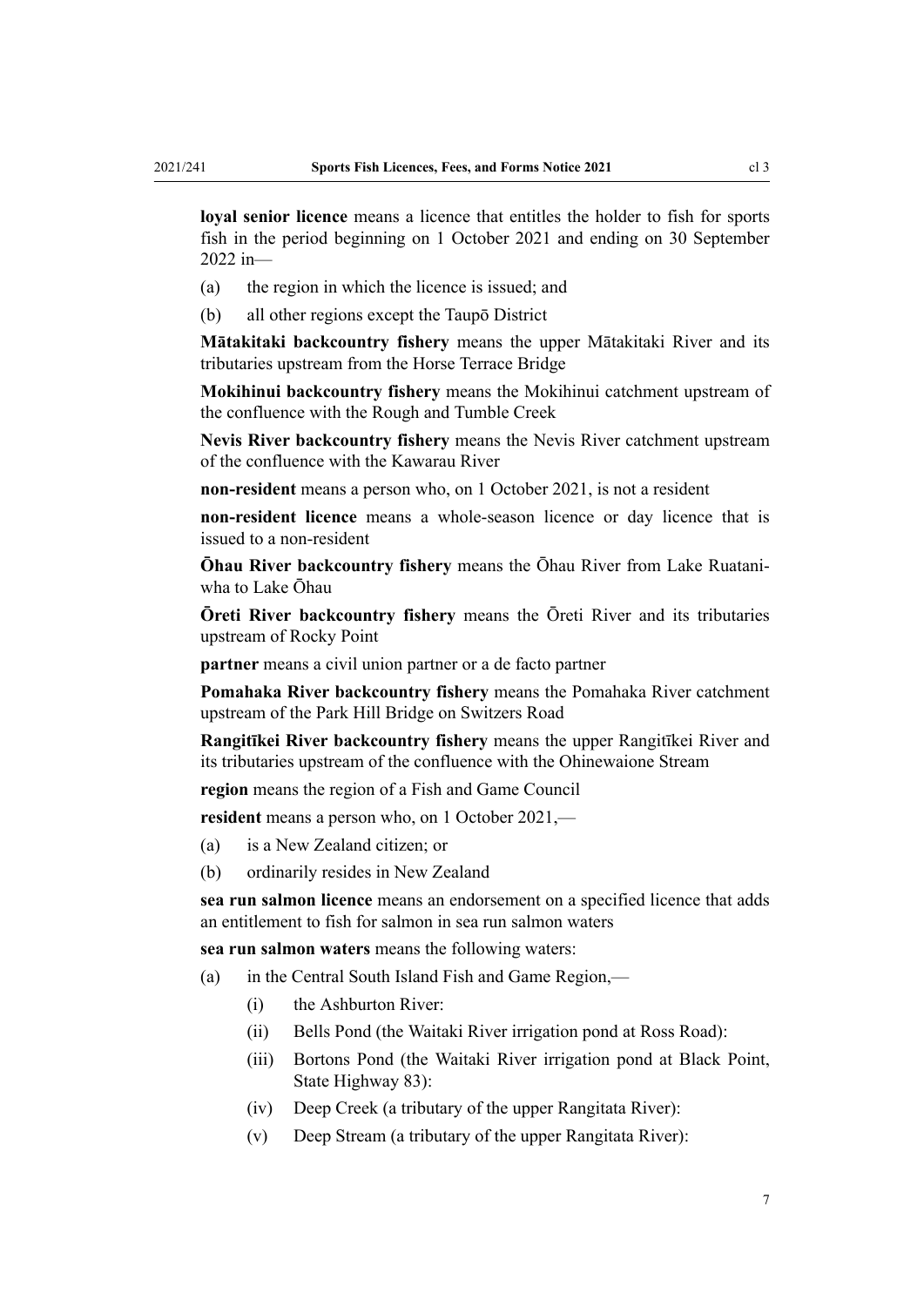**loyal senior licence** means a licence that entitles the holder to fish for sports fish in the period beginning on 1 October 2021 and ending on 30 September 2022 in—

(a) the region in which the licence is issued; and

(b) all other regions except the Taupō District

**Mātakitaki backcountry fishery** means the upper Mātakitaki River and its tributaries upstream from the Horse Terrace Bridge

**Mokihinui backcountry fishery** means the Mokihinui catchment upstream of the confluence with the Rough and Tumble Creek

**Nevis River backcountry fishery** means the Nevis River catchment upstream of the confluence with the Kawarau River

**non-resident** means a person who, on 1 October 2021, is not a resident

**non-resident licence** means a whole-season licence or day licence that is issued to a non-resident

**Ōhau River backcountry fishery** means the Ōhau River from Lake Ruataniwha to Lake Ōhau

**Ōreti River backcountry fishery** means the Ōreti River and its tributaries upstream of Rocky Point

**partner** means a civil union partner or a de facto partner

**Pomahaka River backcountry fishery** means the Pomahaka River catchment upstream of the Park Hill Bridge on Switzers Road

**Rangitīkei River backcountry fishery** means the upper Rangitīkei River and its tributaries upstream of the confluence with the Ohinewaione Stream

**region** means the region of a Fish and Game Council

**resident** means a person who, on 1 October 2021,—

(a) is a New Zealand citizen; or

(b) ordinarily resides in New Zealand

**sea run salmon licence** means an endorsement on a specified licence that adds an entitlement to fish for salmon in sea run salmon waters

**sea run salmon waters** means the following waters:

(a) in the Central South Island Fish and Game Region,—

  (i) the Ashburton River:

  (ii) Bells Pond (the Waitaki River irrigation pond at Ross Road):

  (iii) Bortons Pond (the Waitaki River irrigation pond at Black Point, State Highway 83):

  (iv) Deep Creek (a tributary of the upper Rangitata River):

  (v) Deep Stream (a tributary of the upper Rangitata River):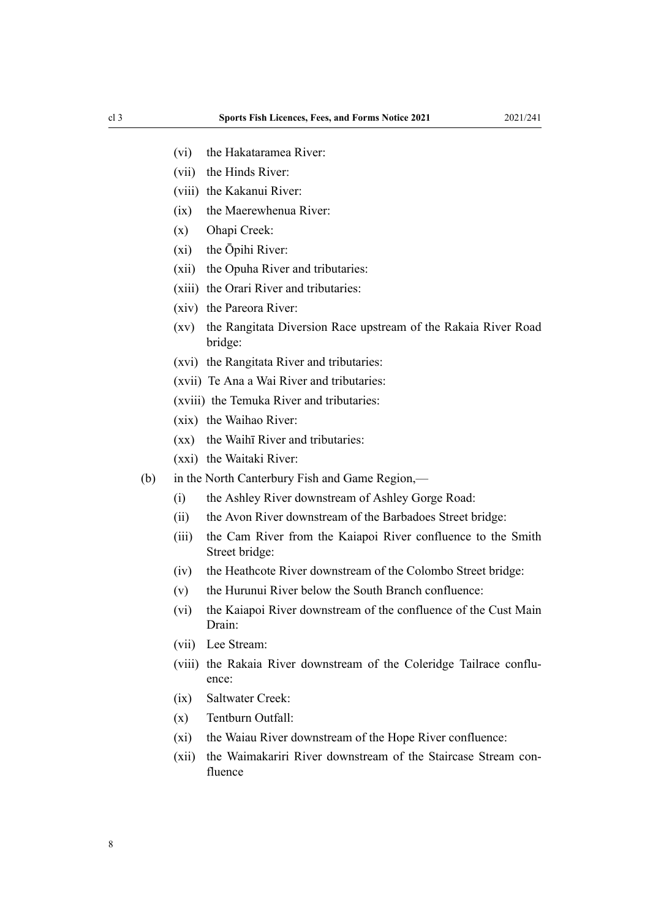(vi) the Hakataramea River:

(vii) the Hinds River:

(viii) the Kakanui River:

(ix) the Maerewhenua River:

(x) Ohapi Creek:

(xi) the Ōpihi River:

(xii) the Opuha River and tributaries:

(xiii) the Orari River and tributaries:

(xiv) the Pareora River:

(xv) the Rangitata Diversion Race upstream of the Rakaia River Road bridge:

(xvi) the Rangitata River and tributaries:

(xvii) Te Ana a Wai River and tributaries:

(xviii) the Temuka River and tributaries:

(xix) the Waihao River:

(xx) the Waihī River and tributaries:

(xxi) the Waitaki River:

(b) in the North Canterbury Fish and Game Region,—

(i) the Ashley River downstream of Ashley Gorge Road:

(ii) the Avon River downstream of the Barbadoes Street bridge:

(iii) the Cam River from the Kaiapoi River confluence to the Smith Street bridge:

(iv) the Heathcote River downstream of the Colombo Street bridge:

(v) the Hurunui River below the South Branch confluence:

(vi) the Kaiapoi River downstream of the confluence of the Cust Main Drain:

(vii) Lee Stream:

(viii) the Rakaia River downstream of the Coleridge Tailrace confluence:

(ix) Saltwater Creek:

(x) Tentburn Outfall:

(xi) the Waiau River downstream of the Hope River confluence:

(xii) the Waimakariri River downstream of the Staircase Stream confluence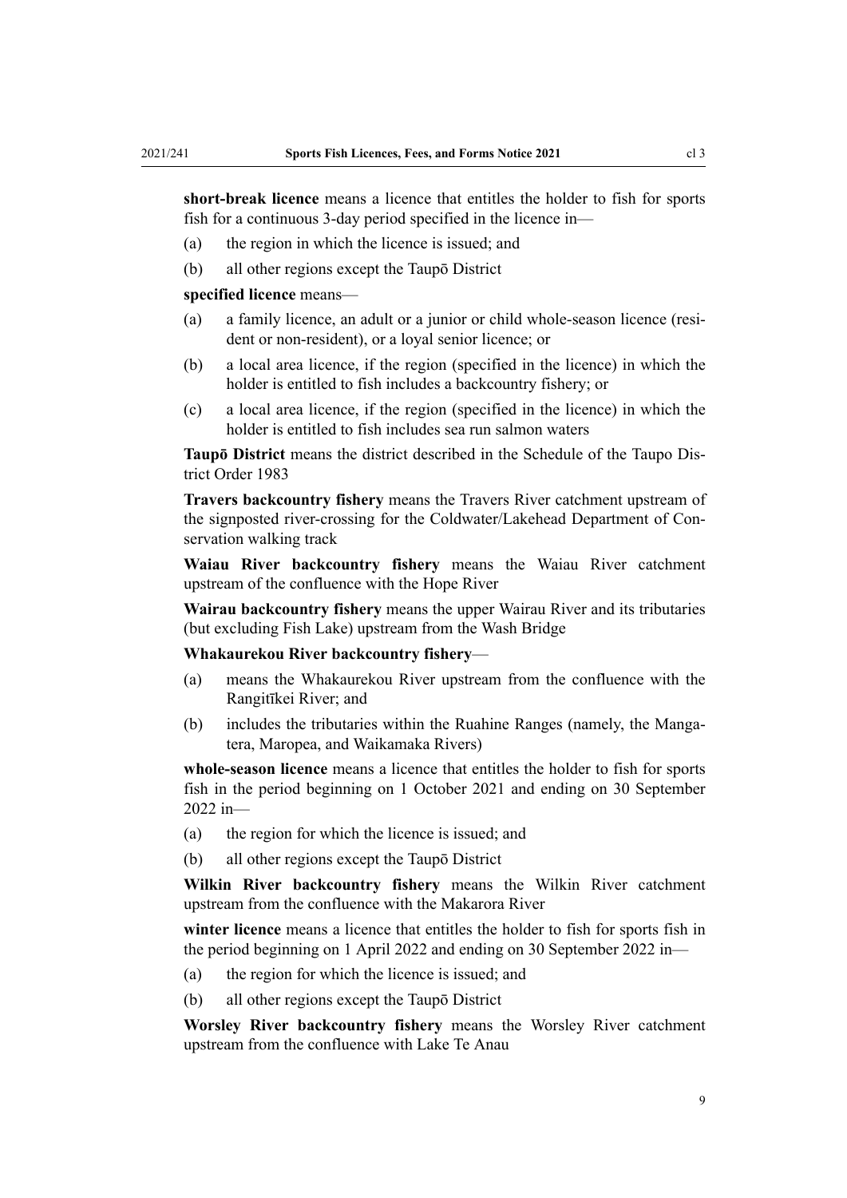**short-break licence** means a licence that entitles the holder to fish for sports fish for a continuous 3-day period specified in the licence in—

(a) the region in which the licence is issued; and

(b) all other regions except the Taupō District

**specified licence** means—

(a) a family licence, an adult or a junior or child whole-season licence (resident or non-resident), or a loyal senior licence; or

(b) a local area licence, if the region (specified in the licence) in which the holder is entitled to fish includes a backcountry fishery; or

(c) a local area licence, if the region (specified in the licence) in which the holder is entitled to fish includes sea run salmon waters

**Taupō District** means the district described in the Schedule of the Taupo District Order 1983

**Travers backcountry fishery** means the Travers River catchment upstream of the signposted river-crossing for the Coldwater/Lakehead Department of Conservation walking track

**Waiau River backcountry fishery** means the Waiau River catchment upstream of the confluence with the Hope River

**Wairau backcountry fishery** means the upper Wairau River and its tributaries (but excluding Fish Lake) upstream from the Wash Bridge

**Whakaurekou River backcountry fishery**—

(a) means the Whakaurekou River upstream from the confluence with the Rangitīkei River; and

(b) includes the tributaries within the Ruahine Ranges (namely, the Mangatera, Maropea, and Waikamaka Rivers)

**whole-season licence** means a licence that entitles the holder to fish for sports fish in the period beginning on 1 October 2021 and ending on 30 September 2022 in—

(a) the region for which the licence is issued; and

(b) all other regions except the Taupō District

**Wilkin River backcountry fishery** means the Wilkin River catchment upstream from the confluence with the Makarora River

**winter licence** means a licence that entitles the holder to fish for sports fish in the period beginning on 1 April 2022 and ending on 30 September 2022 in—

(a) the region for which the licence is issued; and

(b) all other regions except the Taupō District

**Worsley River backcountry fishery** means the Worsley River catchment upstream from the confluence with Lake Te Anau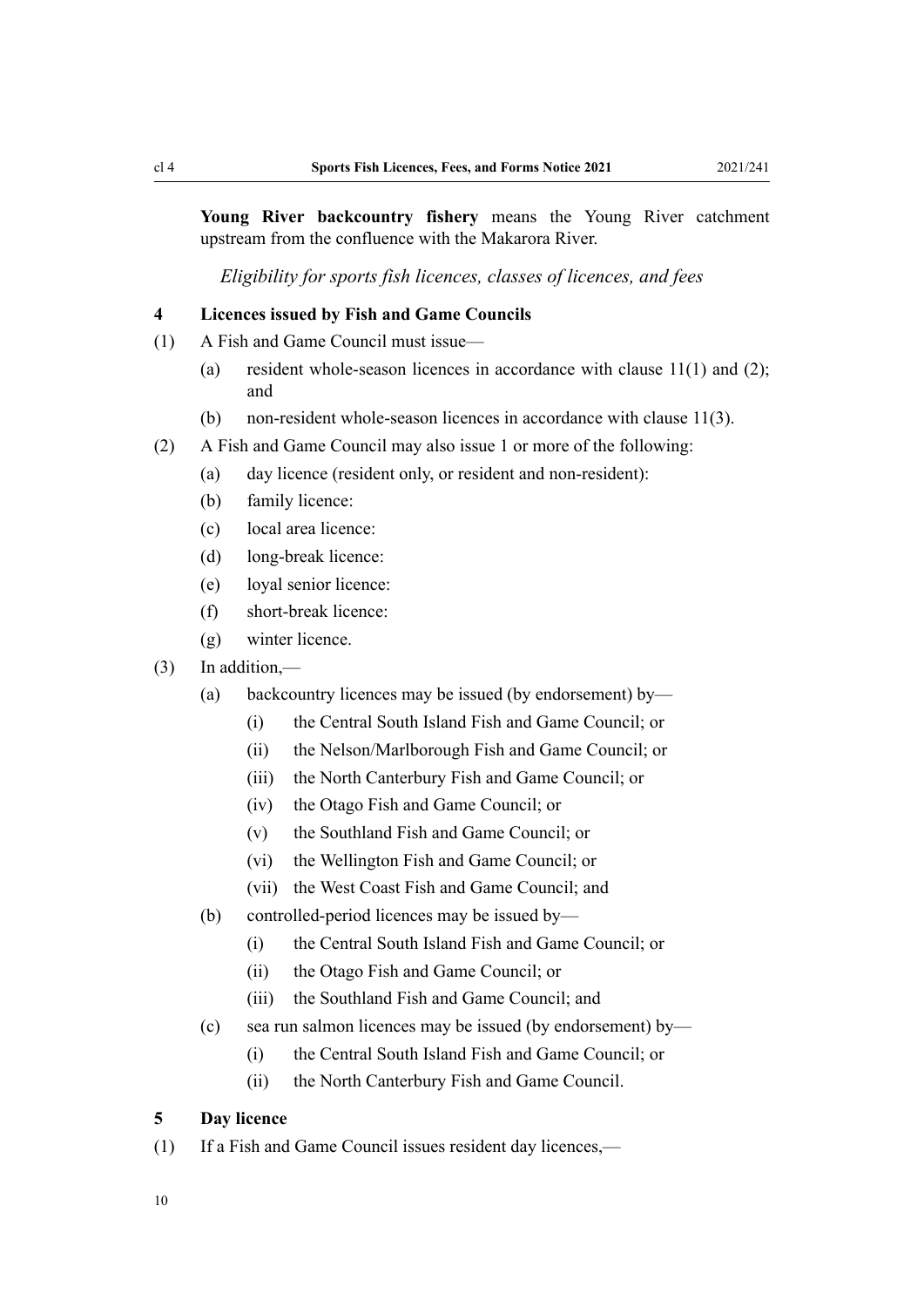**Young River backcountry fishery** means the Young River catchment upstream from the confluence with the Makarora River.

*Eligibility for sports fish licences, classes of licences, and fees*

### 4 Licences issued by Fish and Game Councils

(1) A Fish and Game Council must issue—

- (a) resident whole-season licences in accordance with clause 11(1) and (2); and
- (b) non-resident whole-season licences in accordance with clause 11(3).

(2) A Fish and Game Council may also issue 1 or more of the following:

- (a) day licence (resident only, or resident and non-resident):
- (b) family licence:
- (c) local area licence:
- (d) long-break licence:
- (e) loyal senior licence:
- (f) short-break licence:
- (g) winter licence.

(3) In addition,—

- (a) backcountry licences may be issued (by endorsement) by—
  - (i) the Central South Island Fish and Game Council; or
  - (ii) the Nelson/Marlborough Fish and Game Council; or
  - (iii) the North Canterbury Fish and Game Council; or
  - (iv) the Otago Fish and Game Council; or
  - (v) the Southland Fish and Game Council; or
  - (vi) the Wellington Fish and Game Council; or
  - (vii) the West Coast Fish and Game Council; and
- (b) controlled-period licences may be issued by—
  - (i) the Central South Island Fish and Game Council; or
  - (ii) the Otago Fish and Game Council; or
  - (iii) the Southland Fish and Game Council; and
- (c) sea run salmon licences may be issued (by endorsement) by—
  - (i) the Central South Island Fish and Game Council; or
  - (ii) the North Canterbury Fish and Game Council.

### 5 Day licence

(1) If a Fish and Game Council issues resident day licences,—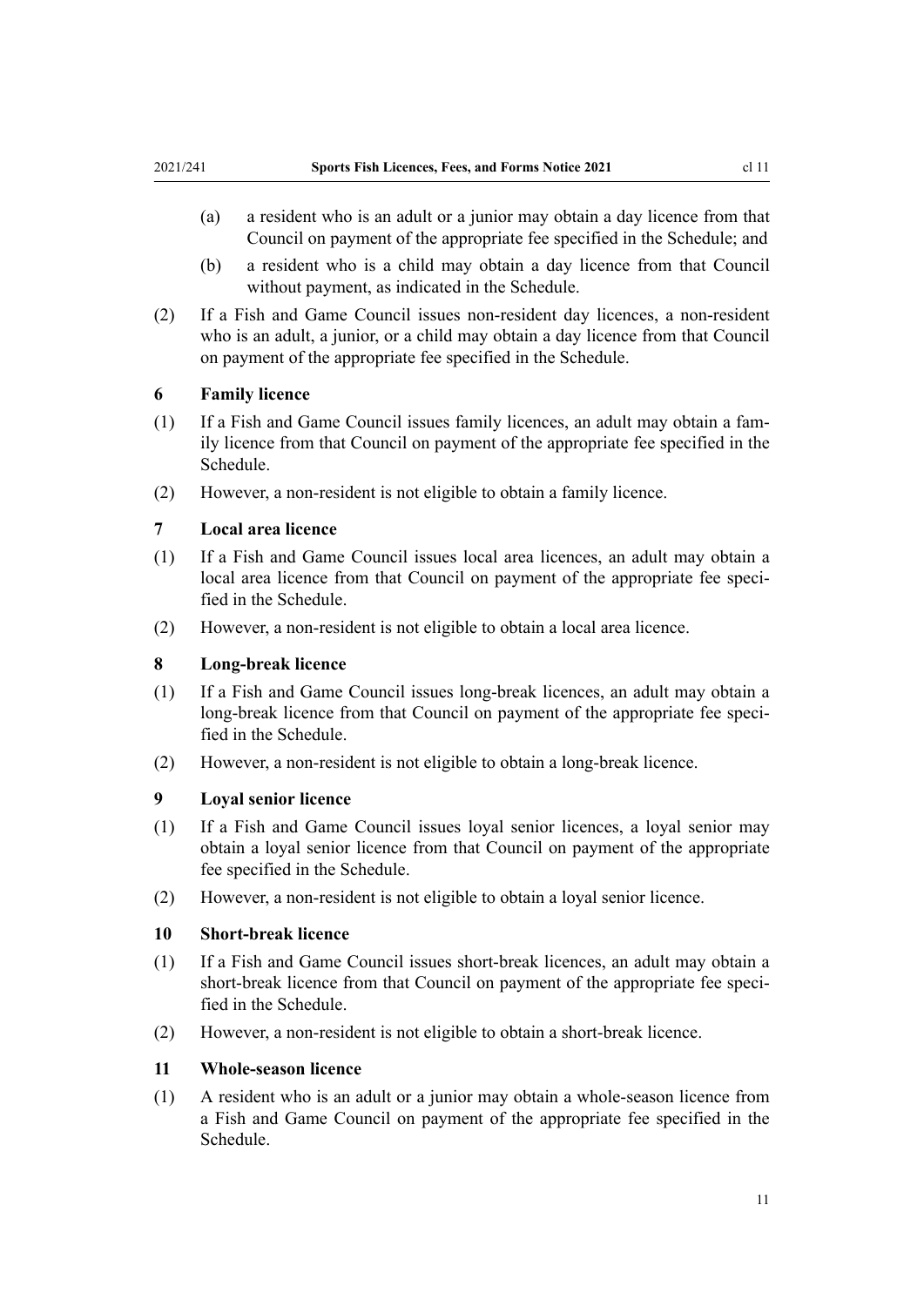(a) a resident who is an adult or a junior may obtain a day licence from that Council on payment of the appropriate fee specified in the Schedule; and

(b) a resident who is a child may obtain a day licence from that Council without payment, as indicated in the Schedule.

(2) If a Fish and Game Council issues non-resident day licences, a non-resident who is an adult, a junior, or a child may obtain a day licence from that Council on payment of the appropriate fee specified in the Schedule.

### 6 Family licence

(1) If a Fish and Game Council issues family licences, an adult may obtain a family licence from that Council on payment of the appropriate fee specified in the Schedule.

(2) However, a non-resident is not eligible to obtain a family licence.

### 7 Local area licence

(1) If a Fish and Game Council issues local area licences, an adult may obtain a local area licence from that Council on payment of the appropriate fee specified in the Schedule.

(2) However, a non-resident is not eligible to obtain a local area licence.

### 8 Long-break licence

(1) If a Fish and Game Council issues long-break licences, an adult may obtain a long-break licence from that Council on payment of the appropriate fee specified in the Schedule.

(2) However, a non-resident is not eligible to obtain a long-break licence.

### 9 Loyal senior licence

(1) If a Fish and Game Council issues loyal senior licences, a loyal senior may obtain a loyal senior licence from that Council on payment of the appropriate fee specified in the Schedule.

(2) However, a non-resident is not eligible to obtain a loyal senior licence.

### 10 Short-break licence

(1) If a Fish and Game Council issues short-break licences, an adult may obtain a short-break licence from that Council on payment of the appropriate fee specified in the Schedule.

(2) However, a non-resident is not eligible to obtain a short-break licence.

### 11 Whole-season licence

(1) A resident who is an adult or a junior may obtain a whole-season licence from a Fish and Game Council on payment of the appropriate fee specified in the Schedule.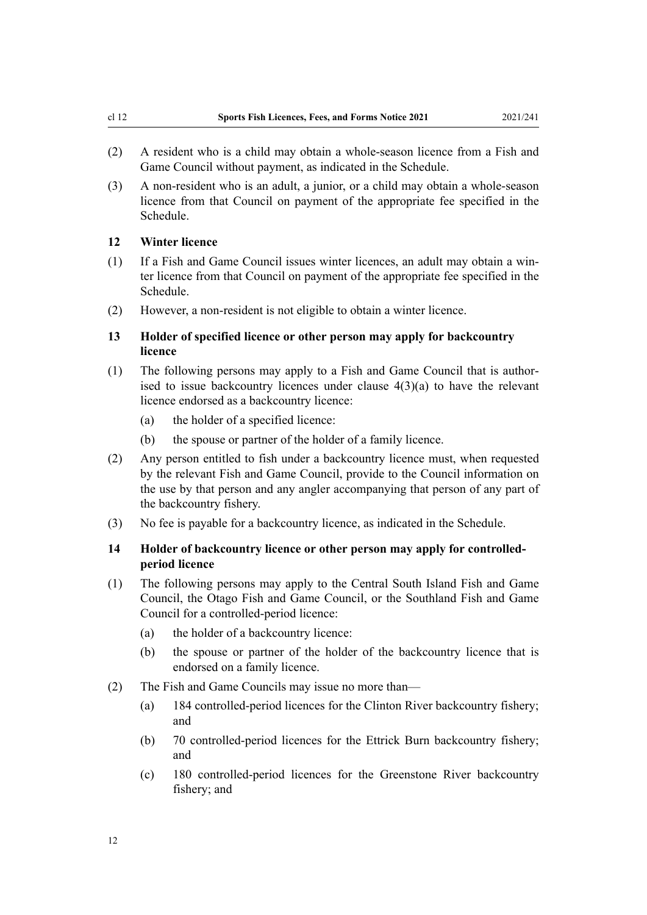(2) A resident who is a child may obtain a whole-season licence from a Fish and Game Council without payment, as indicated in the Schedule.

(3) A non-resident who is an adult, a junior, or a child may obtain a whole-season licence from that Council on payment of the appropriate fee specified in the Schedule.

### 12 Winter licence

(1) If a Fish and Game Council issues winter licences, an adult may obtain a winter licence from that Council on payment of the appropriate fee specified in the Schedule.

(2) However, a non-resident is not eligible to obtain a winter licence.

### 13 Holder of specified licence or other person may apply for backcountry licence

(1) The following persons may apply to a Fish and Game Council that is authorised to issue backcountry licences under clause 4(3)(a) to have the relevant licence endorsed as a backcountry licence:

- (a) the holder of a specified licence:
- (b) the spouse or partner of the holder of a family licence.

(2) Any person entitled to fish under a backcountry licence must, when requested by the relevant Fish and Game Council, provide to the Council information on the use by that person and any angler accompanying that person of any part of the backcountry fishery.

(3) No fee is payable for a backcountry licence, as indicated in the Schedule.

### 14 Holder of backcountry licence or other person may apply for controlled-period licence

(1) The following persons may apply to the Central South Island Fish and Game Council, the Otago Fish and Game Council, or the Southland Fish and Game Council for a controlled-period licence:

- (a) the holder of a backcountry licence:
- (b) the spouse or partner of the holder of the backcountry licence that is endorsed on a family licence.

(2) The Fish and Game Councils may issue no more than—

- (a) 184 controlled-period licences for the Clinton River backcountry fishery; and
- (b) 70 controlled-period licences for the Ettrick Burn backcountry fishery; and
- (c) 180 controlled-period licences for the Greenstone River backcountry fishery; and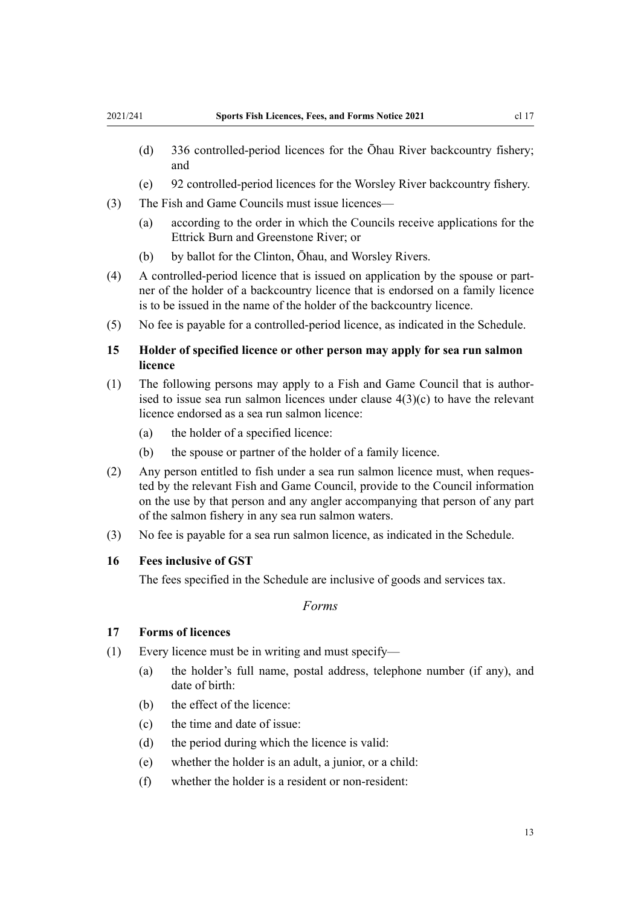(d) 336 controlled-period licences for the Ōhau River backcountry fishery; and

(e) 92 controlled-period licences for the Worsley River backcountry fishery.

(3) The Fish and Game Councils must issue licences—

(a) according to the order in which the Councils receive applications for the Ettrick Burn and Greenstone River; or

(b) by ballot for the Clinton, Ōhau, and Worsley Rivers.

(4) A controlled-period licence that is issued on application by the spouse or partner of the holder of a backcountry licence that is endorsed on a family licence is to be issued in the name of the holder of the backcountry licence.

(5) No fee is payable for a controlled-period licence, as indicated in the Schedule.

### 15 Holder of specified licence or other person may apply for sea run salmon licence

(1) The following persons may apply to a Fish and Game Council that is authorised to issue sea run salmon licences under clause 4(3)(c) to have the relevant licence endorsed as a sea run salmon licence:

(a) the holder of a specified licence:

(b) the spouse or partner of the holder of a family licence.

(2) Any person entitled to fish under a sea run salmon licence must, when requested by the relevant Fish and Game Council, provide to the Council information on the use by that person and any angler accompanying that person of any part of the salmon fishery in any sea run salmon waters.

(3) No fee is payable for a sea run salmon licence, as indicated in the Schedule.

### 16 Fees inclusive of GST

The fees specified in the Schedule are inclusive of goods and services tax.

*Forms*

### 17 Forms of licences

(1) Every licence must be in writing and must specify—

(a) the holder's full name, postal address, telephone number (if any), and date of birth:

(b) the effect of the licence:

(c) the time and date of issue:

(d) the period during which the licence is valid:

(e) whether the holder is an adult, a junior, or a child:

(f) whether the holder is a resident or non-resident: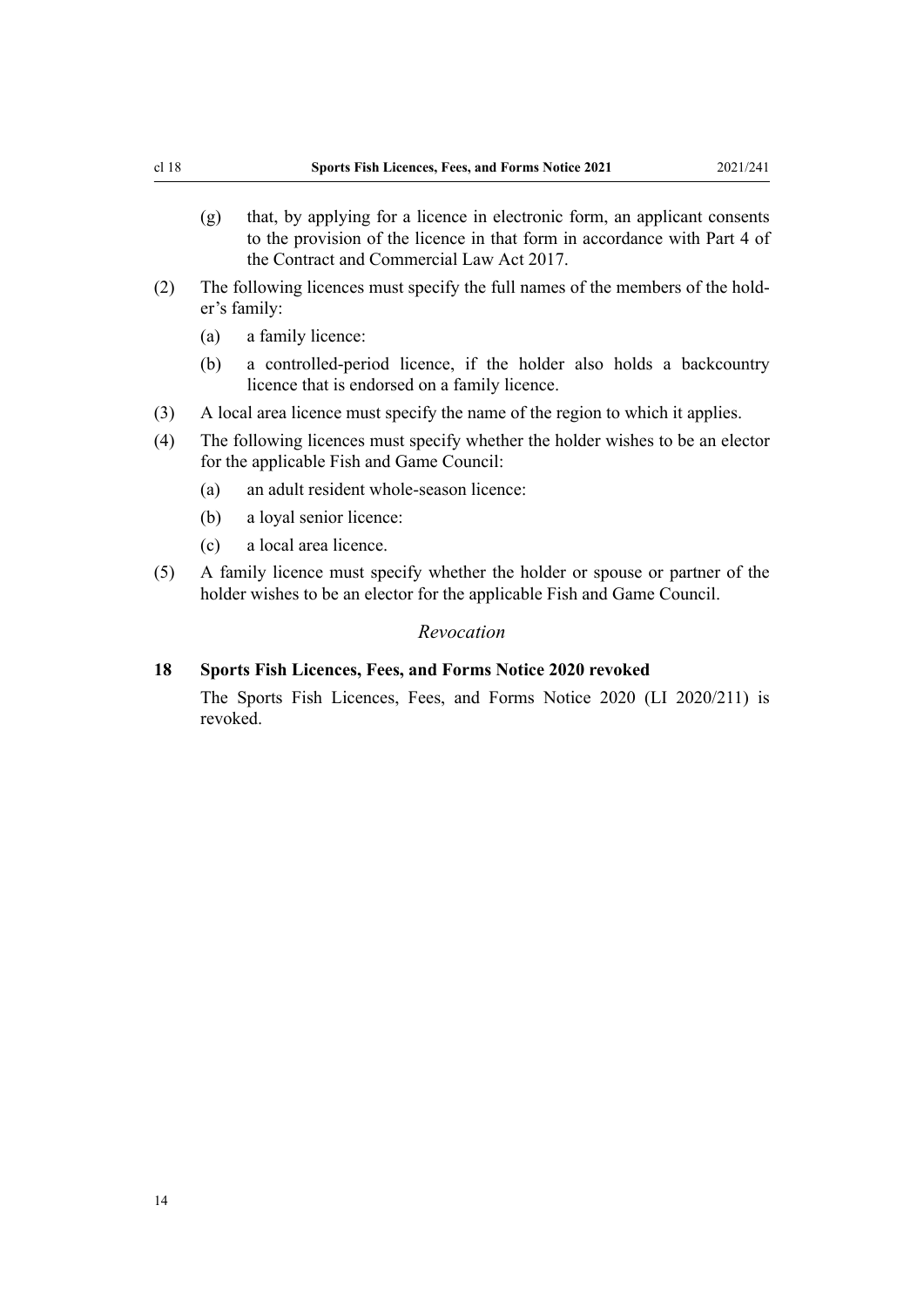(g) that, by applying for a licence in electronic form, an applicant consents to the provision of the licence in that form in accordance with Part 4 of the Contract and Commercial Law Act 2017.

(2) The following licences must specify the full names of the members of the holder's family:

(a) a family licence:

(b) a controlled-period licence, if the holder also holds a backcountry licence that is endorsed on a family licence.

(3) A local area licence must specify the name of the region to which it applies.

(4) The following licences must specify whether the holder wishes to be an elector for the applicable Fish and Game Council:

(a) an adult resident whole-season licence:

(b) a loyal senior licence:

(c) a local area licence.

(5) A family licence must specify whether the holder or spouse or partner of the holder wishes to be an elector for the applicable Fish and Game Council.

*Revocation*

### 18 Sports Fish Licences, Fees, and Forms Notice 2020 revoked

The Sports Fish Licences, Fees, and Forms Notice 2020 (LI 2020/211) is revoked.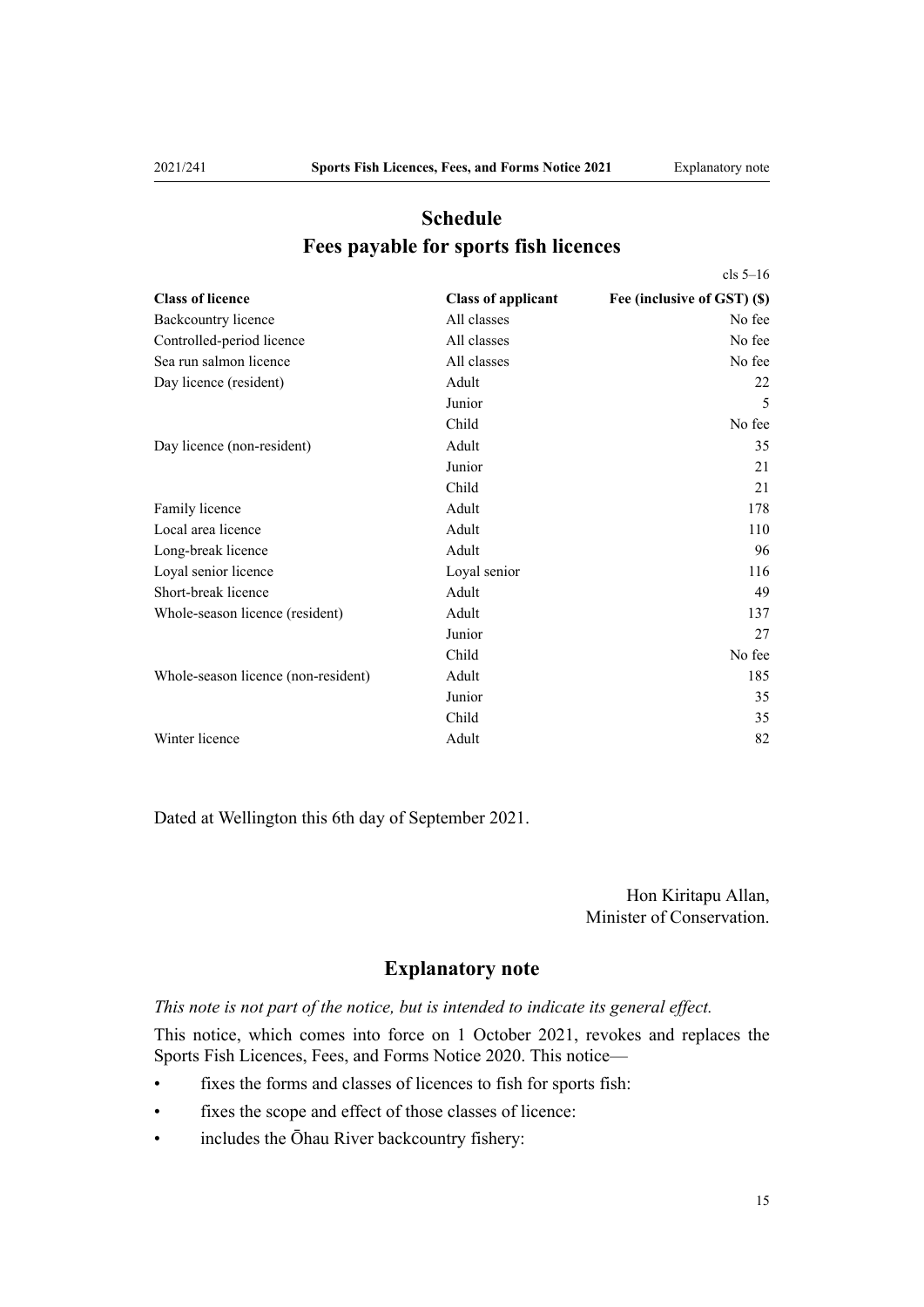# Schedule
# Fees payable for sports fish licences

cls 5–16

| Class of licence | Class of applicant | Fee (inclusive of GST) ($) |
|---|---|---|
| Backcountry licence | All classes | No fee |
| Controlled-period licence | All classes | No fee |
| Sea run salmon licence | All classes | No fee |
| Day licence (resident) | Adult | 22 |
| | Junior | 5 |
| | Child | No fee |
| Day licence (non-resident) | Adult | 35 |
| | Junior | 21 |
| | Child | 21 |
| Family licence | Adult | 178 |
| Local area licence | Adult | 110 |
| Long-break licence | Adult | 96 |
| Loyal senior licence | Loyal senior | 116 |
| Short-break licence | Adult | 49 |
| Whole-season licence (resident) | Adult | 137 |
| | Junior | 27 |
| | Child | No fee |
| Whole-season licence (non-resident) | Adult | 185 |
| | Junior | 35 |
| | Child | 35 |
| Winter licence | Adult | 82 |

Dated at Wellington this 6th day of September 2021.

Hon Kiritapu Allan,
Minister of Conservation.

## Explanatory note

*This note is not part of the notice, but is intended to indicate its general effect.*

This notice, which comes into force on 1 October 2021, revokes and replaces the Sports Fish Licences, Fees, and Forms Notice 2020. This notice—

- fixes the forms and classes of licences to fish for sports fish:
- fixes the scope and effect of those classes of licence:
- includes the Ōhau River backcountry fishery: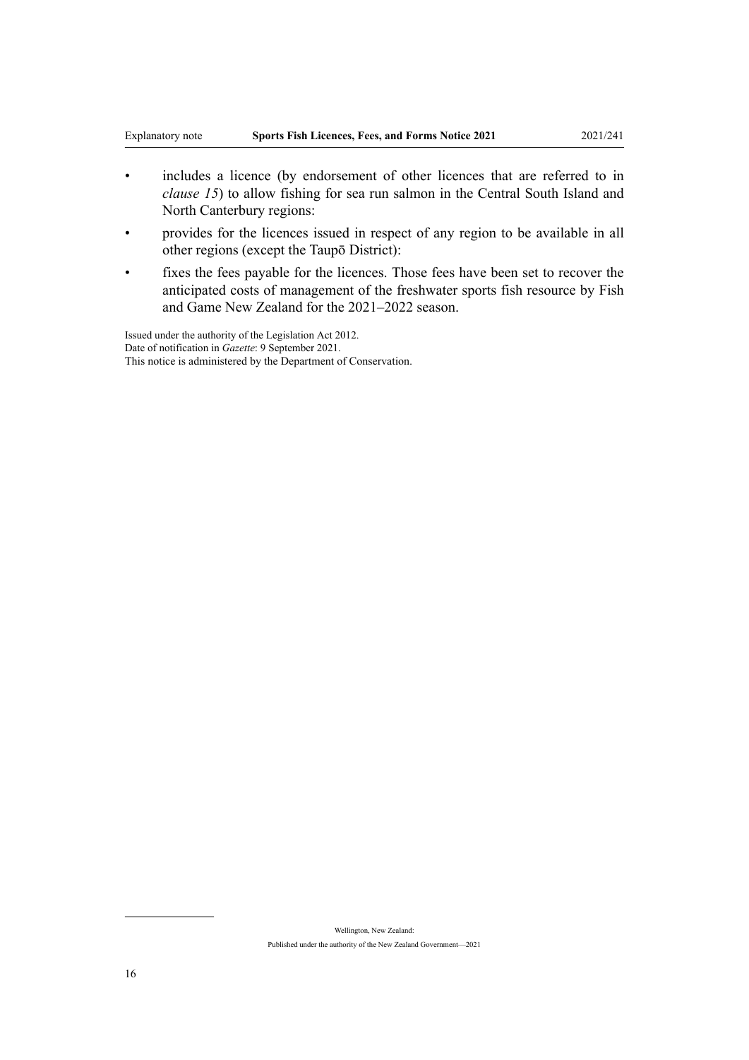- includes a licence (by endorsement of other licences that are referred to in *clause 15*) to allow fishing for sea run salmon in the Central South Island and North Canterbury regions:
- provides for the licences issued in respect of any region to be available in all other regions (except the Taupō District):
- fixes the fees payable for the licences. Those fees have been set to recover the anticipated costs of management of the freshwater sports fish resource by Fish and Game New Zealand for the 2021–2022 season.

Issued under the authority of the Legislation Act 2012.
Date of notification in *Gazette*: 9 September 2021.
This notice is administered by the Department of Conservation.

Wellington, New Zealand:
Published under the authority of the New Zealand Government—2021